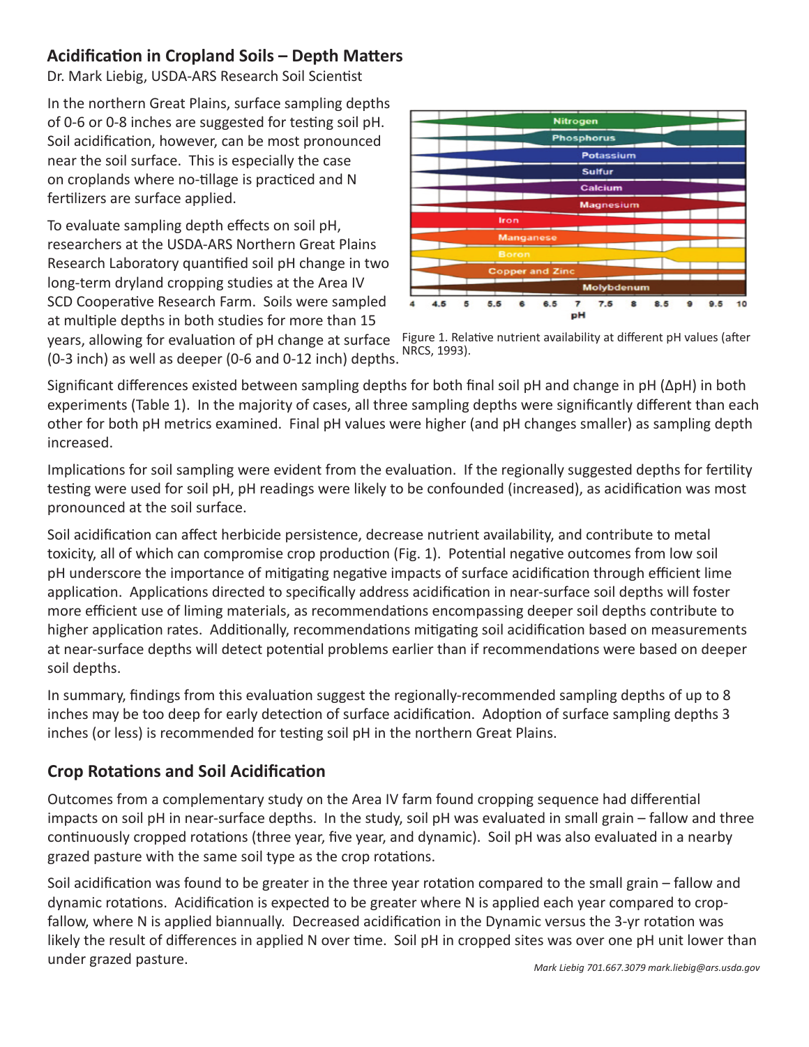## Acidification in Cropland Soils – Depth Matters

Dr. Mark Liebig, USDA-ARS Research Soil Scientist

In the northern Great Plains, surface sampling depths of 0-6 or 0-8 inches are suggested for testing soil pH. Soil acidification, however, can be most pronounced near the soil surface. This is especially the case on croplands where no-tillage is practiced and N fertilizers are surface applied.

To evaluate sampling depth effects on soil pH, researchers at the USDA-ARS Northern Great Plains Research Laboratory quantified soil pH change in two long-term dryland cropping studies at the Area IV SCD Cooperative Research Farm. Soils were sampled at multiple depths in both studies for more than 15 years, allowing for evaluation of pH change at surface (0-3 inch) as well as deeper (0-6 and 0-12 inch) depths.

Figure 1. Relative nutrient availability at different pH values (after NRCS, 1993).

Significant differences existed between sampling depths for both final soil pH and change in pH (ΔpH) in both experiments (Table 1). In the majority of cases, all three sampling depths were significantly different than each other for both pH metrics examined. Final pH values were higher (and pH changes smaller) as sampling depth increased.

Implications for soil sampling were evident from the evaluation. If the regionally suggested depths for fertility testing were used for soil pH, pH readings were likely to be confounded (increased), as acidification was most pronounced at the soil surface.

Soil acidification can affect herbicide persistence, decrease nutrient availability, and contribute to metal toxicity, all of which can compromise crop production (Fig. 1). Potential negative outcomes from low soil pH underscore the importance of mitigating negative impacts of surface acidification through efficient lime application. Applications directed to specifically address acidification in near-surface soil depths will foster more efficient use of liming materials, as recommendations encompassing deeper soil depths contribute to higher application rates. Additionally, recommendations mitigating soil acidification based on measurements at near-surface depths will detect potential problems earlier than if recommendations were based on deeper soil depths.

In summary, findings from this evaluation suggest the regionally-recommended sampling depths of up to 8 inches may be too deep for early detection of surface acidification. Adoption of surface sampling depths 3 inches (or less) is recommended for testing soil pH in the northern Great Plains.

## Crop Rotations and Soil Acidification

Outcomes from a complementary study on the Area IV farm found cropping sequence had differential impacts on soil pH in near-surface depths. In the study, soil pH was evaluated in small grain – fallow and three continuously cropped rotations (three year, five year, and dynamic). Soil pH was also evaluated in a nearby grazed pasture with the same soil type as the crop rotations.

Soil acidification was found to be greater in the three year rotation compared to the small grain – fallow and dynamic rotations. Acidification is expected to be greater where N is applied each year compared to crop-fallow, where N is applied biannually. Decreased acidification in the Dynamic versus the 3-yr rotation was likely the result of differences in applied N over time. Soil pH in cropped sites was over one pH unit lower than under grazed pasture.

*Mark Liebig 701.667.3079 mark.liebig@ars.usda.gov*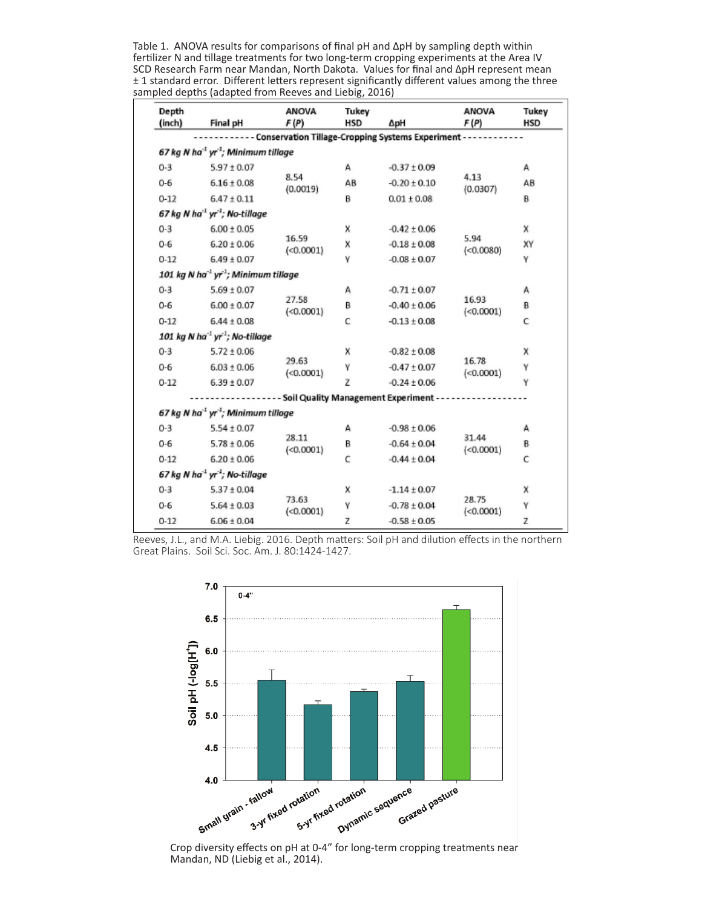Table 1. ANOVA results for comparisons of final pH and ΔpH by sampling depth within fertilizer N and tillage treatments for two long-term cropping experiments at the Area IV SCD Research Farm near Mandan, North Dakota. Values for final and ΔpH represent mean ± 1 standard error. Different letters represent significantly different values among the three sampled depths (adapted from Reeves and Liebig, 2016)

| Depth (inch) | Final pH | ANOVA F (P) | Tukey HSD | ΔpH | ANOVA F (P) | Tukey HSD |
|---|---|---|---|---|---|---|
| **Conservation Tillage-Cropping Systems Experiment** | | | | | | |
| ***67 kg N ha$^{-1}$ yr$^{-1}$; Minimum tillage*** | | | | | | |
| 0-3 | 5.97 ± 0.07 | 8.54 (0.0019) | A | -0.37 ± 0.09 | 4.13 (0.0307) | A |
| 0-6 | 6.16 ± 0.08 | | AB | -0.20 ± 0.10 | | AB |
| 0-12 | 6.47 ± 0.11 | | B | 0.01 ± 0.08 | | B |
| ***67 kg N ha$^{-1}$ yr$^{-1}$; No-tillage*** | | | | | | |
| 0-3 | 6.00 ± 0.05 | 16.59 (<0.0001) | X | -0.42 ± 0.06 | 5.94 (<0.0080) | X |
| 0-6 | 6.20 ± 0.06 | | X | -0.18 ± 0.08 | | XY |
| 0-12 | 6.49 ± 0.07 | | Y | -0.08 ± 0.07 | | Y |
| ***101 kg N ha$^{-1}$ yr$^{-1}$; Minimum tillage*** | | | | | | |
| 0-3 | 5.69 ± 0.07 | 27.58 (<0.0001) | A | -0.71 ± 0.07 | 16.93 (<0.0001) | A |
| 0-6 | 6.00 ± 0.07 | | B | -0.40 ± 0.06 | | B |
| 0-12 | 6.44 ± 0.08 | | C | -0.13 ± 0.08 | | C |
| ***101 kg N ha$^{-1}$ yr$^{-1}$; No-tillage*** | | | | | | |
| 0-3 | 5.72 ± 0.06 | 29.63 (<0.0001) | X | -0.82 ± 0.08 | 16.78 (<0.0001) | X |
| 0-6 | 6.03 ± 0.06 | | Y | -0.47 ± 0.07 | | Y |
| 0-12 | 6.39 ± 0.07 | | Z | -0.24 ± 0.06 | | Y |
| **Soil Quality Management Experiment** | | | | | | |
| ***67 kg N ha$^{-1}$ yr$^{-1}$; Minimum tillage*** | | | | | | |
| 0-3 | 5.54 ± 0.07 | 28.11 (<0.0001) | A | -0.98 ± 0.06 | 31.44 (<0.0001) | A |
| 0-6 | 5.78 ± 0.06 | | B | -0.64 ± 0.04 | | B |
| 0-12 | 6.20 ± 0.06 | | C | -0.44 ± 0.04 | | C |
| ***67 kg N ha$^{-1}$ yr$^{-1}$; No-tillage*** | | | | | | |
| 0-3 | 5.37 ± 0.04 | 73.63 (<0.0001) | X | -1.14 ± 0.07 | 28.75 (<0.0001) | X |
| 0-6 | 5.64 ± 0.03 | | Y | -0.78 ± 0.04 | | Y |
| 0-12 | 6.06 ± 0.04 | | Z | -0.58 ± 0.05 | | Z |

Reeves, J.L., and M.A. Liebig. 2016. Depth matters: Soil pH and dilution effects in the northern Great Plains. Soil Sci. Soc. Am. J. 80:1424-1427.

0-4"

Soil pH (-log[H$^+$])

7.0
6.5
6.0
5.5
5.0
4.5
4.0

Small grain - fallow
3-yr fixed rotation
5-yr fixed rotation
Dynamic sequence
Grazed pasture

Crop diversity effects on pH at 0-4" for long-term cropping treatments near Mandan, ND (Liebig et al., 2014).